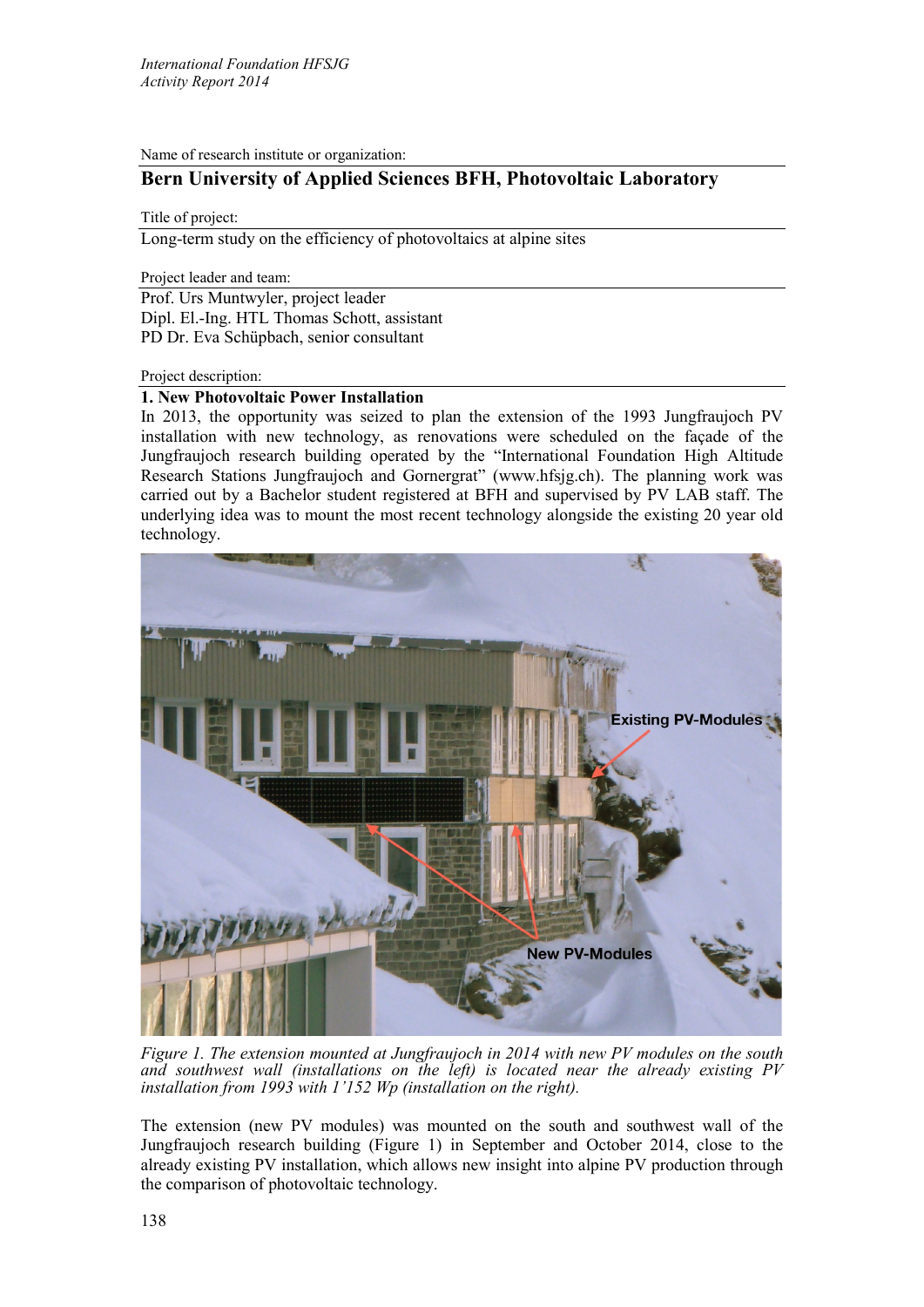Name of research institute or organization:

## Bern University of Applied Sciences BFH, Photovoltaic Laboratory

Title of project:

Long-term study on the efficiency of photovoltaics at alpine sites

Project leader and team:

Prof. Urs Muntwyler, project leader
Dipl. El.-Ing. HTL Thomas Schott, assistant
PD Dr. Eva Schüpbach, senior consultant

Project description:

### 1. New Photovoltaic Power Installation

In 2013, the opportunity was seized to plan the extension of the 1993 Jungfraujoch PV installation with new technology, as renovations were scheduled on the façade of the Jungfraujoch research building operated by the "International Foundation High Altitude Research Stations Jungfraujoch and Gornergrat" (www.hfsjg.ch). The planning work was carried out by a Bachelor student registered at BFH and supervised by PV LAB staff. The underlying idea was to mount the most recent technology alongside the existing 20 year old technology.

*Figure 1. The extension mounted at Jungfraujoch in 2014 with new PV modules on the south and southwest wall (installations on the left) is located near the already existing PV installation from 1993 with 1'152 Wp (installation on the right).*

The extension (new PV modules) was mounted on the south and southwest wall of the Jungfraujoch research building (Figure 1) in September and October 2014, close to the already existing PV installation, which allows new insight into alpine PV production through the comparison of photovoltaic technology.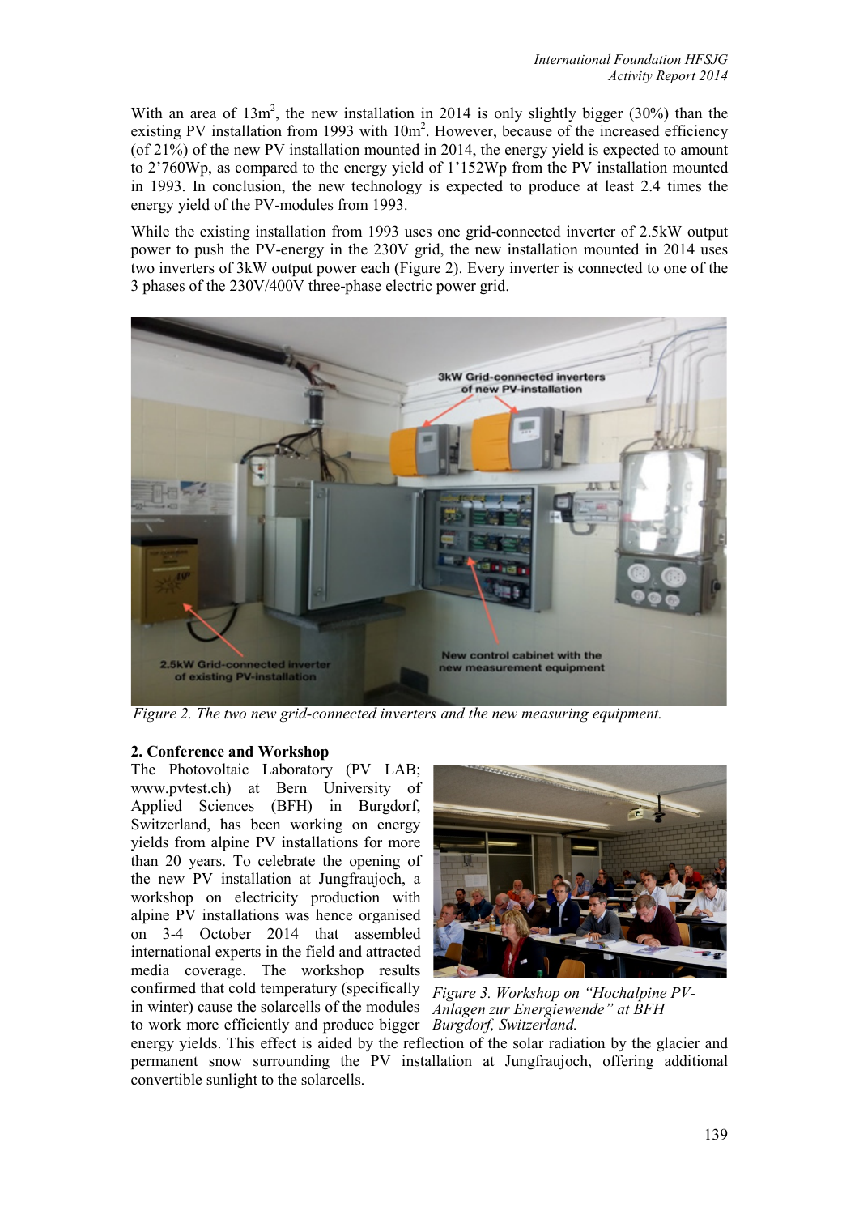With an area of $13m^2$, the new installation in 2014 is only slightly bigger (30%) than the existing PV installation from 1993 with $10m^2$. However, because of the increased efficiency (of 21%) of the new PV installation mounted in 2014, the energy yield is expected to amount to 2'760Wp, as compared to the energy yield of 1'152Wp from the PV installation mounted in 1993. In conclusion, the new technology is expected to produce at least 2.4 times the energy yield of the PV-modules from 1993.

While the existing installation from 1993 uses one grid-connected inverter of 2.5kW output power to push the PV-energy in the 230V grid, the new installation mounted in 2014 uses two inverters of 3kW output power each (Figure 2). Every inverter is connected to one of the 3 phases of the 230V/400V three-phase electric power grid.

*Figure 2. The two new grid-connected inverters and the new measuring equipment.*

**2. Conference and Workshop**

The Photovoltaic Laboratory (PV LAB; www.pvtest.ch) at Bern University of Applied Sciences (BFH) in Burgdorf, Switzerland, has been working on energy yields from alpine PV installations for more than 20 years. To celebrate the opening of the new PV installation at Jungfraujoch, a workshop on electricity production with alpine PV installations was hence organised on 3-4 October 2014 that assembled international experts in the field and attracted media coverage. The workshop results confirmed that cold temperatury (specifically in winter) cause the solarcells of the modules to work more efficiently and produce bigger energy yields. This effect is aided by the reflection of the solar radiation by the glacier and permanent snow surrounding the PV installation at Jungfraujoch, offering additional convertible sunlight to the solarcells.

*Figure 3. Workshop on "Hochalpine PV-Anlagen zur Energiewende" at BFH Burgdorf, Switzerland.*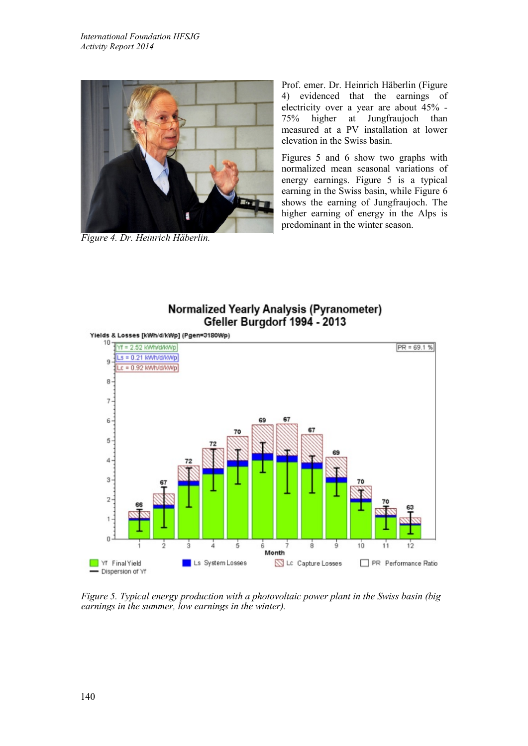Prof. emer. Dr. Heinrich Häberlin (Figure 4) evidenced that the earnings of electricity over a year are about 45% - 75% higher at Jungfraujoch than measured at a PV installation at lower elevation in the Swiss basin.

Figures 5 and 6 show two graphs with normalized mean seasonal variations of energy earnings. Figure 5 is a typical earning in the Swiss basin, while Figure 6 shows the earning of Jungfraujoch. The higher earning of energy in the Alps is predominant in the winter season.

*Figure 4. Dr. Heinrich Häberlin.*

*Figure 5. Typical energy production with a photovoltaic power plant in the Swiss basin (big earnings in the summer, low earnings in the winter).*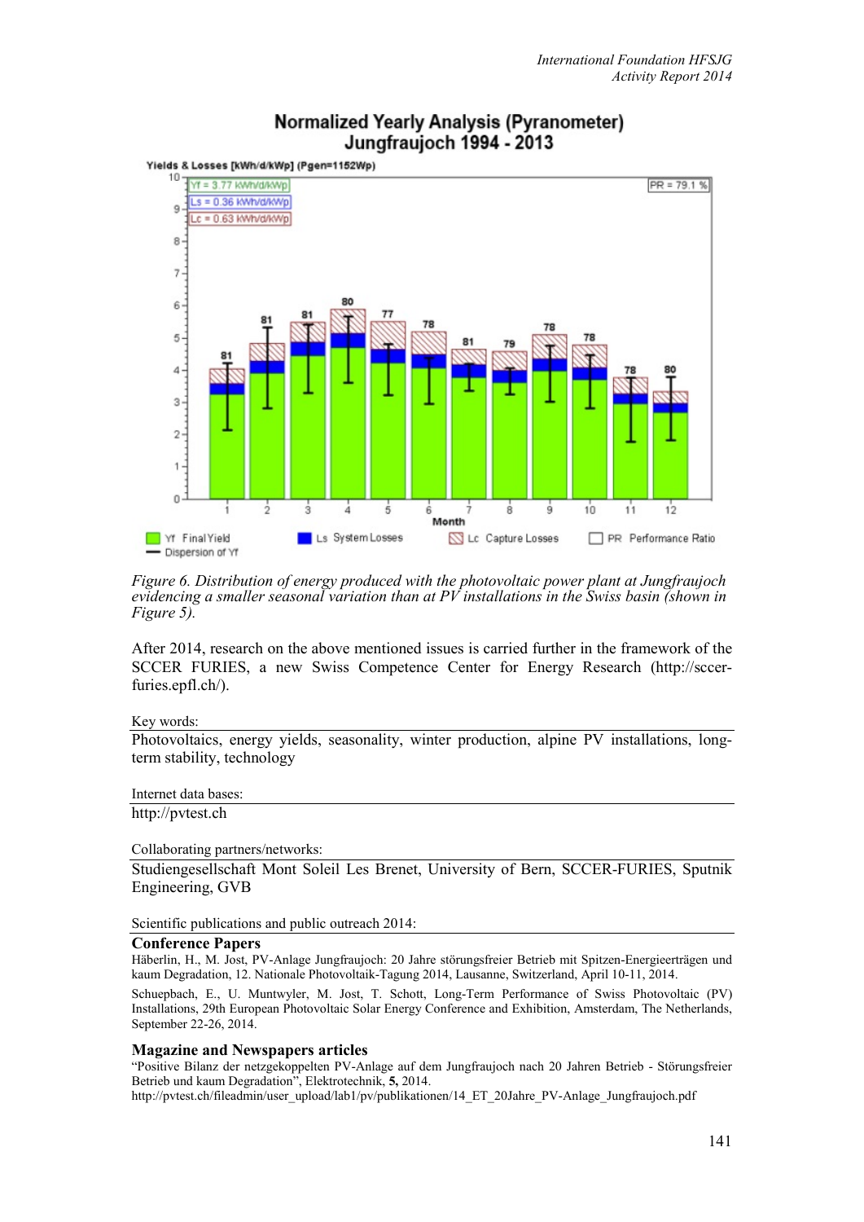Figure 6. *Distribution of energy produced with the photovoltaic power plant at Jungfraujoch evidencing a smaller seasonal variation than at PV installations in the Swiss basin (shown in Figure 5).*

After 2014, research on the above mentioned issues is carried further in the framework of the SCCER FURIES, a new Swiss Competence Center for Energy Research (http://sccer-furies.epfl.ch/).

Key words:

Photovoltaics, energy yields, seasonality, winter production, alpine PV installations, long-term stability, technology

Internet data bases:

http://pvtest.ch

Collaborating partners/networks:

Studiengesellschaft Mont Soleil Les Brenet, University of Bern, SCCER-FURIES, Sputnik Engineering, GVB

Scientific publications and public outreach 2014:

## Conference Papers

Häberlin, H., M. Jost, PV-Anlage Jungfraujoch: 20 Jahre störungsfreier Betrieb mit Spitzen-Energieerträgen und kaum Degradation, 12. Nationale Photovoltaik-Tagung 2014, Lausanne, Switzerland, April 10-11, 2014.

Schuepbach, E., U. Muntwyler, M. Jost, T. Schott, Long-Term Performance of Swiss Photovoltaic (PV) Installations, 29th European Photovoltaic Solar Energy Conference and Exhibition, Amsterdam, The Netherlands, September 22-26, 2014.

## Magazine and Newspapers articles

"Positive Bilanz der netzgekoppelten PV-Anlage auf dem Jungfraujoch nach 20 Jahren Betrieb - Störungsfreier Betrieb und kaum Degradation", Elektrotechnik, **5,** 2014.
http://pvtest.ch/fileadmin/user_upload/lab1/pv/publikationen/14_ET_20Jahre_PV-Anlage_Jungfraujoch.pdf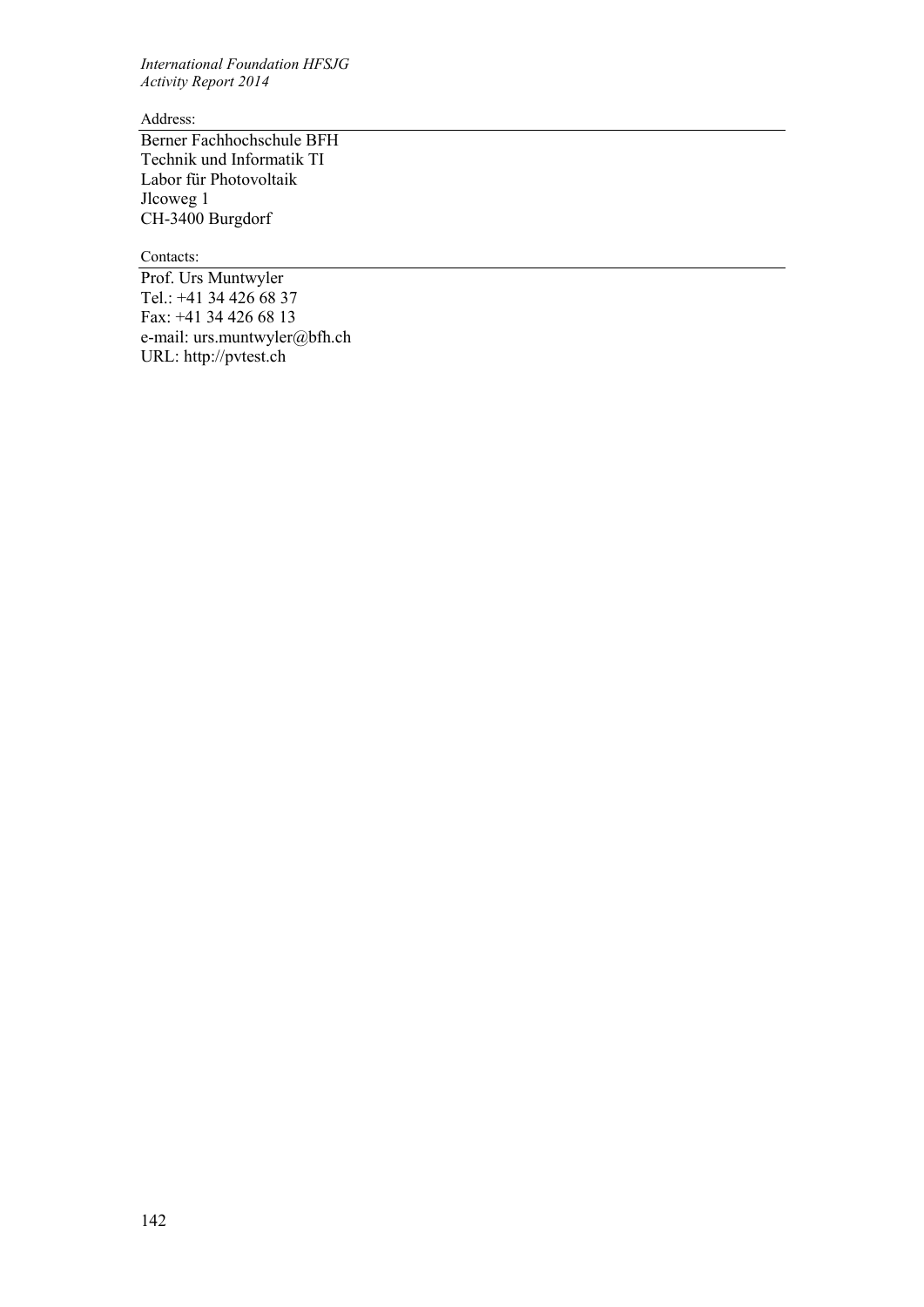Address:

Berner Fachhochschule BFH
Technik und Informatik TI
Labor für Photovoltaik
Jlcoweg 1
CH-3400 Burgdorf

Contacts:

Prof. Urs Muntwyler
Tel.: +41 34 426 68 37
Fax: +41 34 426 68 13
e-mail: urs.muntwyler@bfh.ch
URL: http://pvtest.ch